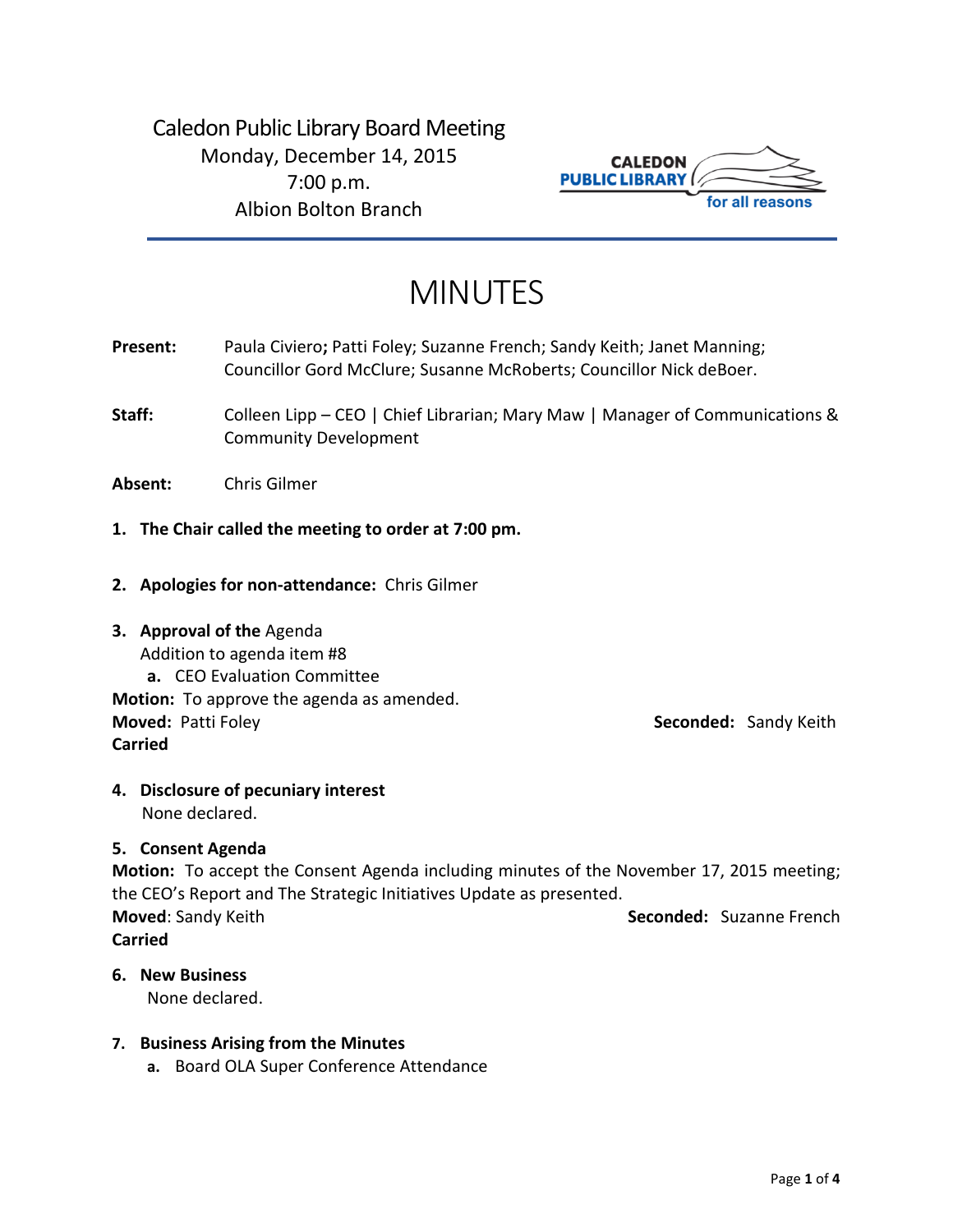Caledon Public Library Board Meeting
Monday, December 14, 2015
7:00 p.m.
Albion Bolton Branch

CALEDON PUBLIC LIBRARY for all reasons

# MINUTES

**Present:** Paula Civiero**;** Patti Foley; Suzanne French; Sandy Keith; Janet Manning; Councillor Gord McClure; Susanne McRoberts; Councillor Nick deBoer.

**Staff:** Colleen Lipp – CEO | Chief Librarian; Mary Maw | Manager of Communications & Community Development

**Absent:** Chris Gilmer

1. **The Chair called the meeting to order at 7:00 pm.**

2. **Apologies for non-attendance:** Chris Gilmer

3. **Approval of the** Agenda
   Addition to agenda item #8
   **a.** CEO Evaluation Committee

**Motion:** To approve the agenda as amended.
**Moved:** Patti Foley **Seconded:** Sandy Keith
**Carried**

4. **Disclosure of pecuniary interest**
   None declared.

5. **Consent Agenda**

**Motion:** To accept the Consent Agenda including minutes of the November 17, 2015 meeting; the CEO's Report and The Strategic Initiatives Update as presented.
**Moved**: Sandy Keith **Seconded:** Suzanne French
**Carried**

6. **New Business**
   None declared.

7. **Business Arising from the Minutes**
   **a.** Board OLA Super Conference Attendance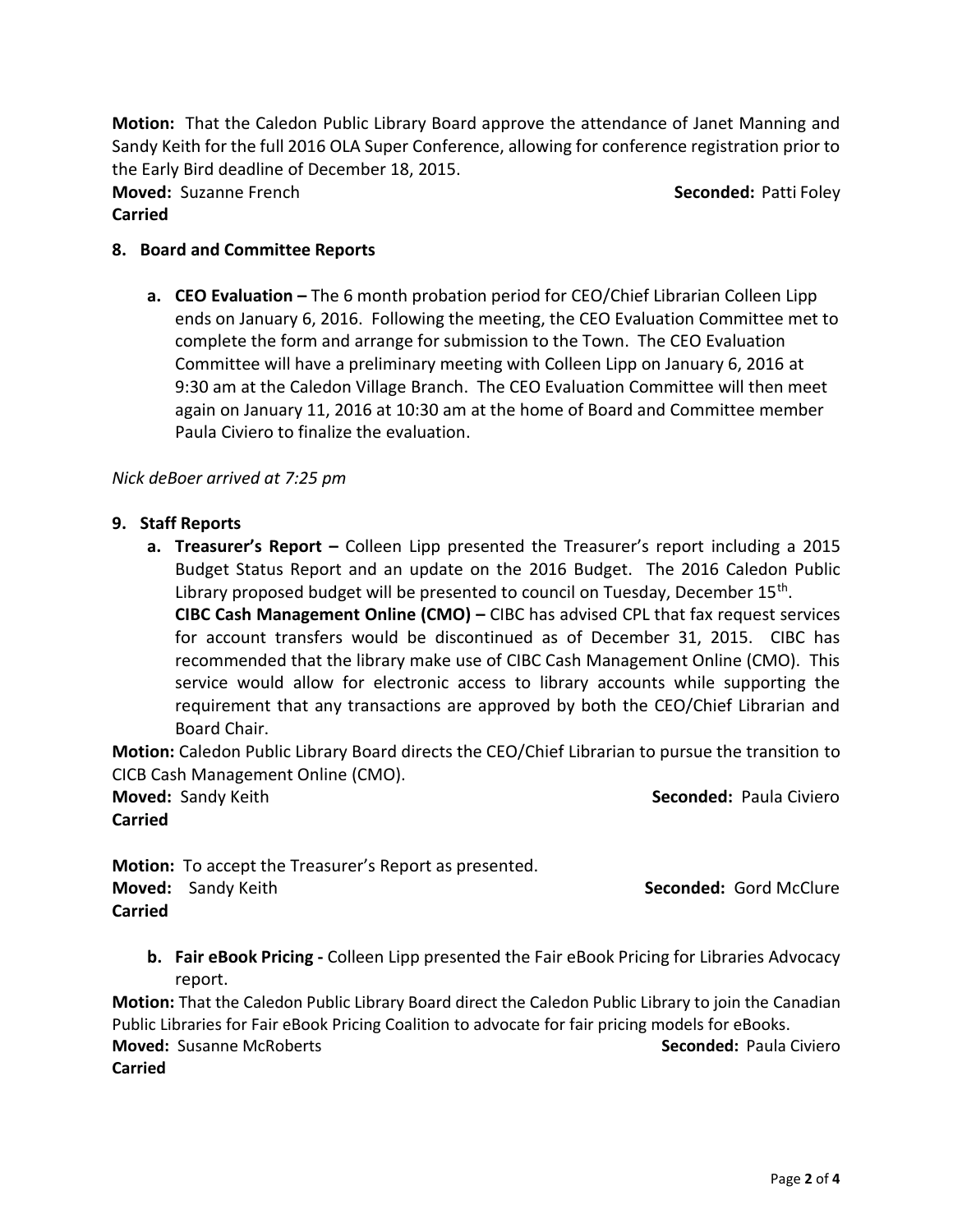**Motion:** That the Caledon Public Library Board approve the attendance of Janet Manning and Sandy Keith for the full 2016 OLA Super Conference, allowing for conference registration prior to the Early Bird deadline of December 18, 2015.

**Moved:** Suzanne French **Seconded:** Patti Foley

**Carried**

## 8. Board and Committee Reports

a. **CEO Evaluation –** The 6 month probation period for CEO/Chief Librarian Colleen Lipp ends on January 6, 2016. Following the meeting, the CEO Evaluation Committee met to complete the form and arrange for submission to the Town. The CEO Evaluation Committee will have a preliminary meeting with Colleen Lipp on January 6, 2016 at 9:30 am at the Caledon Village Branch. The CEO Evaluation Committee will then meet again on January 11, 2016 at 10:30 am at the home of Board and Committee member Paula Civiero to finalize the evaluation.

*Nick deBoer arrived at 7:25 pm*

## 9. Staff Reports

a. **Treasurer's Report –** Colleen Lipp presented the Treasurer's report including a 2015 Budget Status Report and an update on the 2016 Budget. The 2016 Caledon Public Library proposed budget will be presented to council on Tuesday, December 15th.

**CIBC Cash Management Online (CMO) –** CIBC has advised CPL that fax request services for account transfers would be discontinued as of December 31, 2015. CIBC has recommended that the library make use of CIBC Cash Management Online (CMO). This service would allow for electronic access to library accounts while supporting the requirement that any transactions are approved by both the CEO/Chief Librarian and Board Chair.

**Motion:** Caledon Public Library Board directs the CEO/Chief Librarian to pursue the transition to CICB Cash Management Online (CMO).

**Moved:** Sandy Keith **Seconded:** Paula Civiero

**Carried**

**Motion:** To accept the Treasurer's Report as presented.

**Moved:** Sandy Keith **Seconded:** Gord McClure

**Carried**

b. **Fair eBook Pricing -** Colleen Lipp presented the Fair eBook Pricing for Libraries Advocacy report.

**Motion:** That the Caledon Public Library Board direct the Caledon Public Library to join the Canadian Public Libraries for Fair eBook Pricing Coalition to advocate for fair pricing models for eBooks.

**Moved:** Susanne McRoberts **Seconded:** Paula Civiero

**Carried**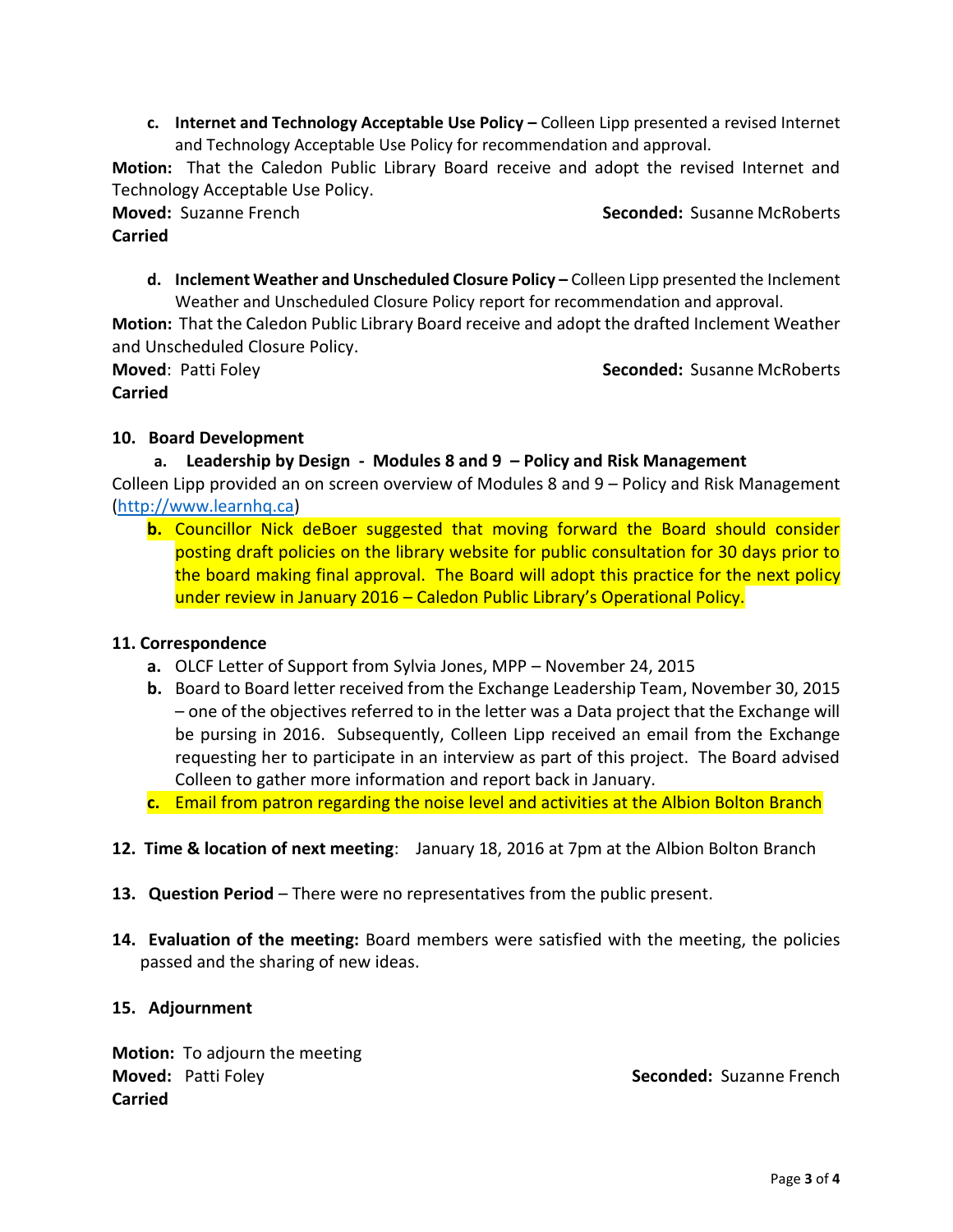c. **Internet and Technology Acceptable Use Policy –** Colleen Lipp presented a revised Internet and Technology Acceptable Use Policy for recommendation and approval.

**Motion:** That the Caledon Public Library Board receive and adopt the revised Internet and Technology Acceptable Use Policy.

**Moved:** Suzanne French **Seconded:** Susanne McRoberts

**Carried**

d. **Inclement Weather and Unscheduled Closure Policy –** Colleen Lipp presented the Inclement Weather and Unscheduled Closure Policy report for recommendation and approval.

**Motion:** That the Caledon Public Library Board receive and adopt the drafted Inclement Weather and Unscheduled Closure Policy.

**Moved**: Patti Foley **Seconded:** Susanne McRoberts

**Carried**

**10. Board Development**

a. **Leadership by Design - Modules 8 and 9 – Policy and Risk Management**

Colleen Lipp provided an on screen overview of Modules 8 and 9 – Policy and Risk Management (http://www.learnhq.ca)

b. Councillor Nick deBoer suggested that moving forward the Board should consider posting draft policies on the library website for public consultation for 30 days prior to the board making final approval. The Board will adopt this practice for the next policy under review in January 2016 – Caledon Public Library's Operational Policy.

**11. Correspondence**

a. OLCF Letter of Support from Sylvia Jones, MPP – November 24, 2015
b. Board to Board letter received from the Exchange Leadership Team, November 30, 2015 – one of the objectives referred to in the letter was a Data project that the Exchange will be pursing in 2016. Subsequently, Colleen Lipp received an email from the Exchange requesting her to participate in an interview as part of this project. The Board advised Colleen to gather more information and report back in January.
c. Email from patron regarding the noise level and activities at the Albion Bolton Branch

**12. Time & location of next meeting**: January 18, 2016 at 7pm at the Albion Bolton Branch

**13. Question Period** – There were no representatives from the public present.

**14. Evaluation of the meeting:** Board members were satisfied with the meeting, the policies passed and the sharing of new ideas.

**15. Adjournment**

**Motion:** To adjourn the meeting

**Moved:** Patti Foley **Seconded:** Suzanne French

**Carried**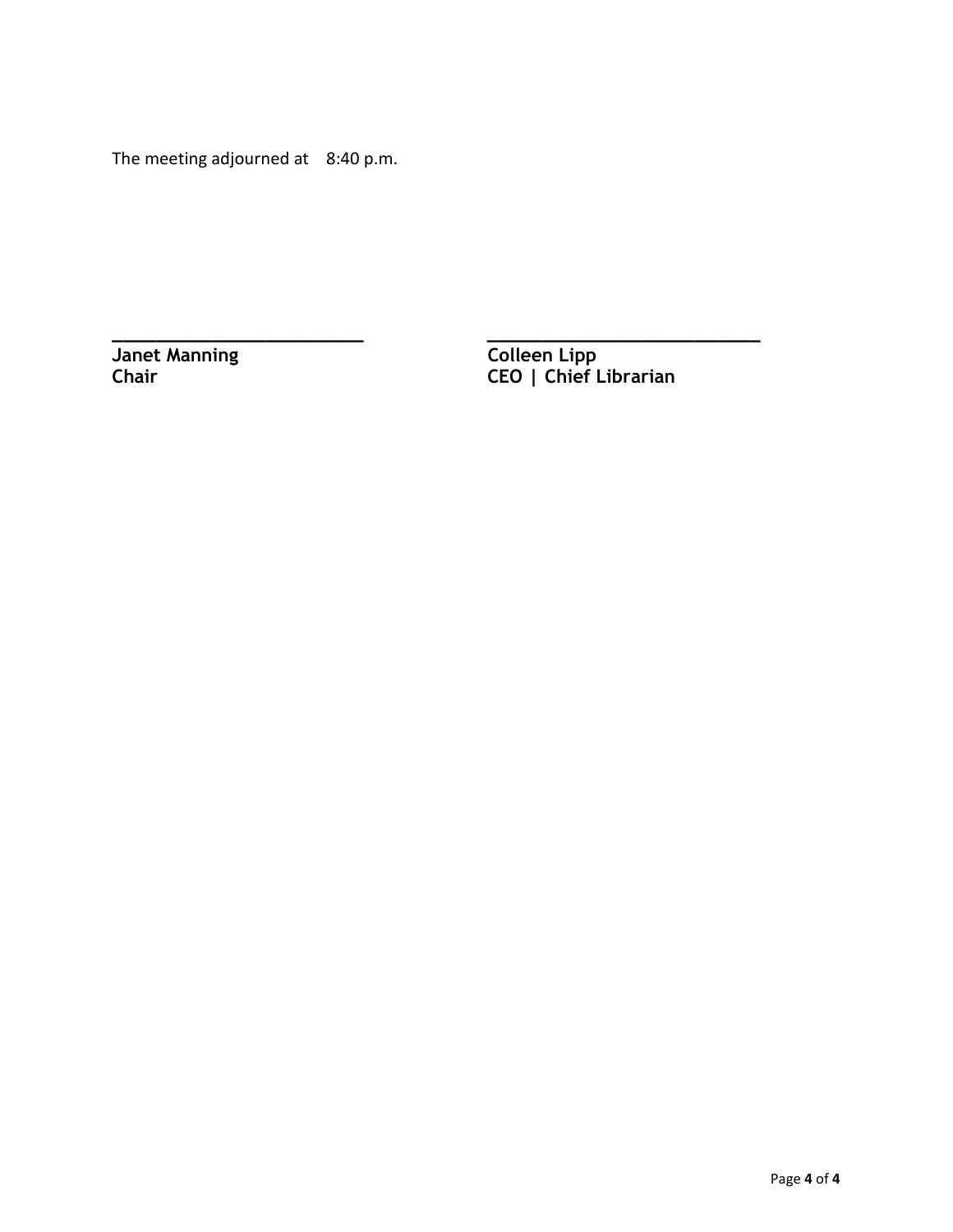The meeting adjourned at 8:40 p.m.

\_\_\_\_\_\_\_\_\_\_\_\_\_\_\_\_\_\_\_\_\_\_\_\_\_\_

**Janet Manning**
**Chair**

\_\_\_\_\_\_\_\_\_\_\_\_\_\_\_\_\_\_\_\_\_\_\_\_\_\_

**Colleen Lipp**
**CEO | Chief Librarian**